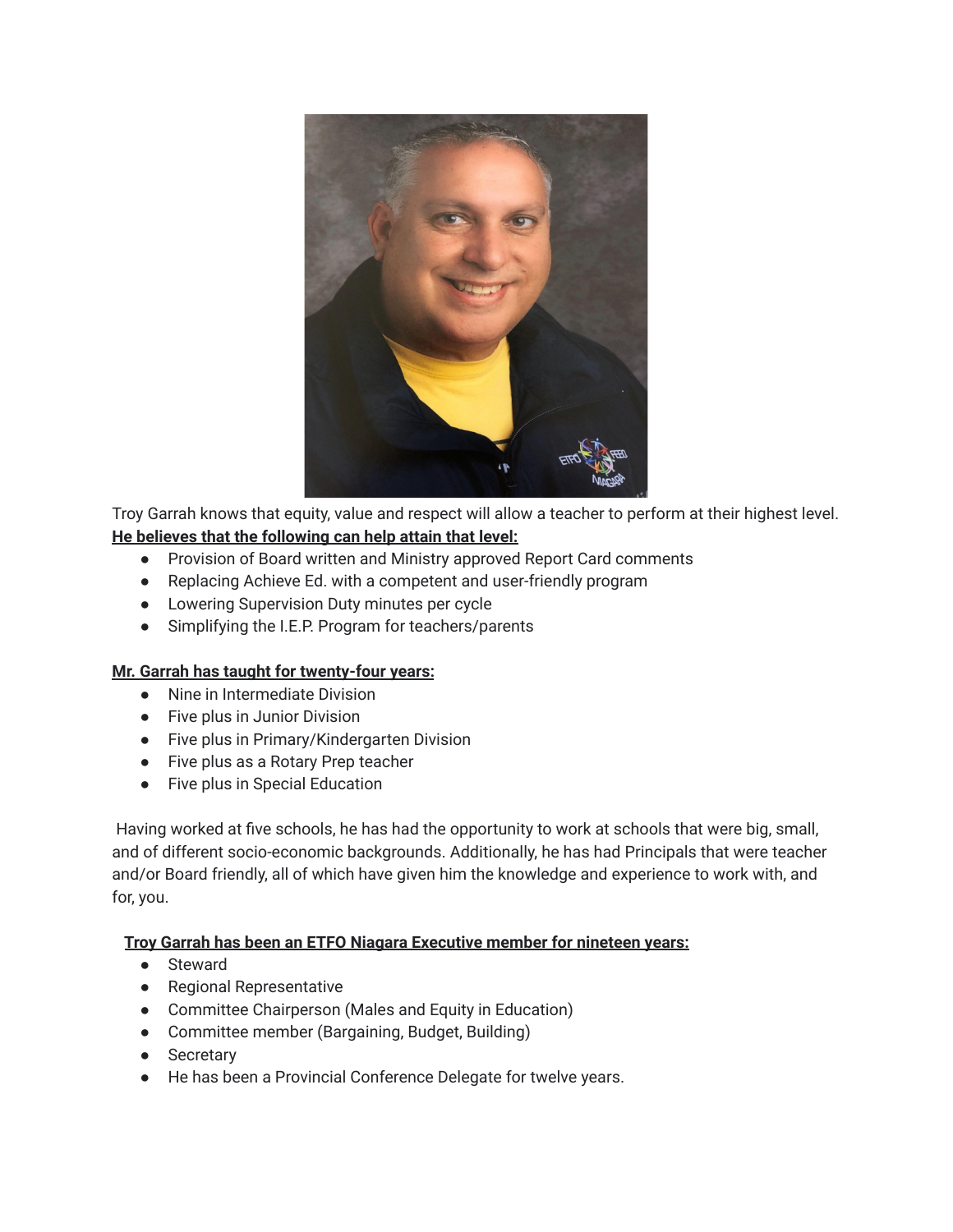Troy Garrah knows that equity, value and respect will allow a teacher to perform at their highest level.

**He believes that the following can help attain that level:**

- Provision of Board written and Ministry approved Report Card comments
- Replacing Achieve Ed. with a competent and user-friendly program
- Lowering Supervision Duty minutes per cycle
- Simplifying the I.E.P. Program for teachers/parents

**Mr. Garrah has taught for twenty-four years:**

- Nine in Intermediate Division
- Five plus in Junior Division
- Five plus in Primary/Kindergarten Division
- Five plus as a Rotary Prep teacher
- Five plus in Special Education

Having worked at five schools, he has had the opportunity to work at schools that were big, small, and of different socio-economic backgrounds. Additionally, he has had Principals that were teacher and/or Board friendly, all of which have given him the knowledge and experience to work with, and for, you.

**Troy Garrah has been an ETFO Niagara Executive member for nineteen years:**

- Steward
- Regional Representative
- Committee Chairperson (Males and Equity in Education)
- Committee member (Bargaining, Budget, Building)
- Secretary
- He has been a Provincial Conference Delegate for twelve years.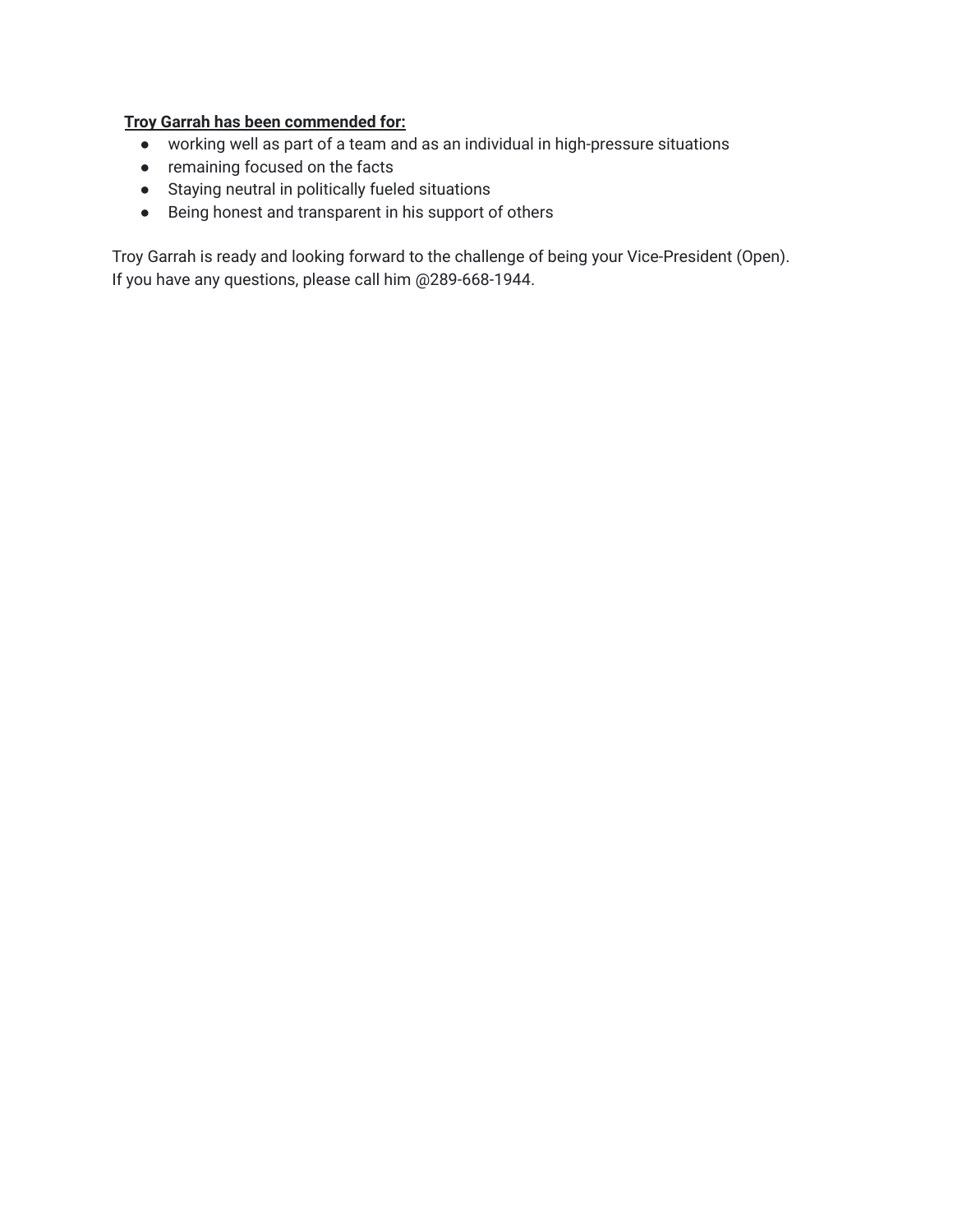**<u>Troy Garrah has been commended for:</u>**

- working well as part of a team and as an individual in high-pressure situations
- remaining focused on the facts
- Staying neutral in politically fueled situations
- Being honest and transparent in his support of others

Troy Garrah is ready and looking forward to the challenge of being your Vice-President (Open).
If you have any questions, please call him @289-668-1944.